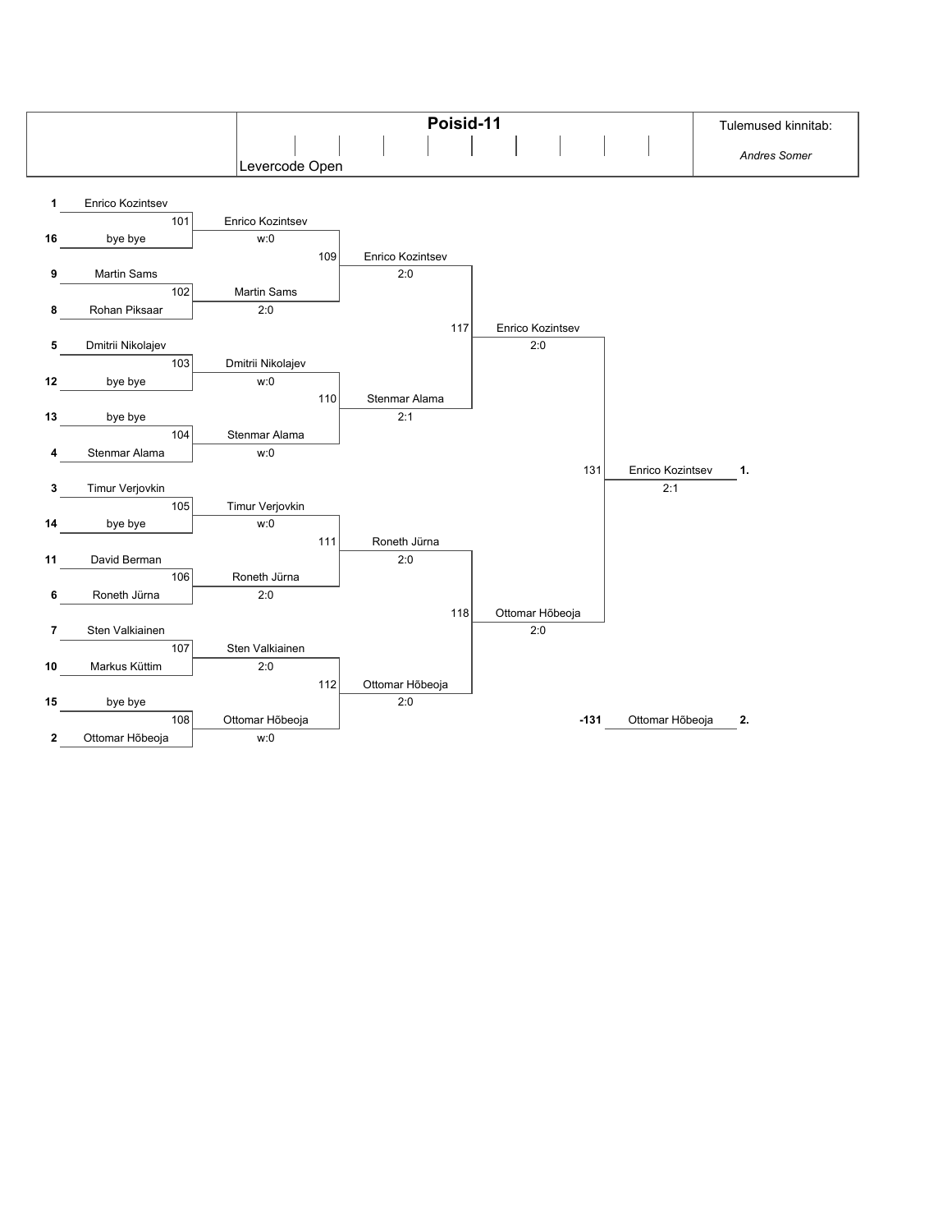# Poisid-11

Levercode Open

Tulemused kinnitab:

*Andres Somer*

| Seed | Player | Match | Winner | Score |
|---|---|---|---|---|
| 1 | Enrico Kozintsev | 101 | Enrico Kozintsev | w:0 |
| 16 | bye bye | | | |
| 9 | Martin Sams | 102 | Martin Sams | 2:0 |
| 8 | Rohan Piksaar | | | |
| 5 | Dmitrii Nikolajev | 103 | Dmitrii Nikolajev | w:0 |
| 12 | bye bye | | | |
| 13 | bye bye | 104 | Stenmar Alama | w:0 |
| 4 | Stenmar Alama | | | |
| 3 | Timur Verjovkin | 105 | Timur Verjovkin | w:0 |
| 14 | bye bye | | | |
| 11 | David Berman | 106 | Roneth Jürna | 2:0 |
| 6 | Roneth Jürna | | | |
| 7 | Sten Valkiainen | 107 | Sten Valkiainen | 2:0 |
| 10 | Markus Küttim | | | |
| 15 | bye bye | 108 | Ottomar Hõbeoja | w:0 |
| 2 | Ottomar Hõbeoja | | | |

| Match | Winner | Score |
|---|---|---|
| 109 | Enrico Kozintsev | 2:0 |
| 110 | Stenmar Alama | 2:1 |
| 111 | Roneth Jürna | 2:0 |
| 112 | Ottomar Hõbeoja | 2:0 |
| 117 | Enrico Kozintsev | 2:0 |
| 118 | Ottomar Hõbeoja | 2:0 |
| 131 | Enrico Kozintsev | 2:1 |

| Match | Player | Place |
|---|---|---|
| 131 | Enrico Kozintsev | 1. |
| -131 | Ottomar Hõbeoja | 2. |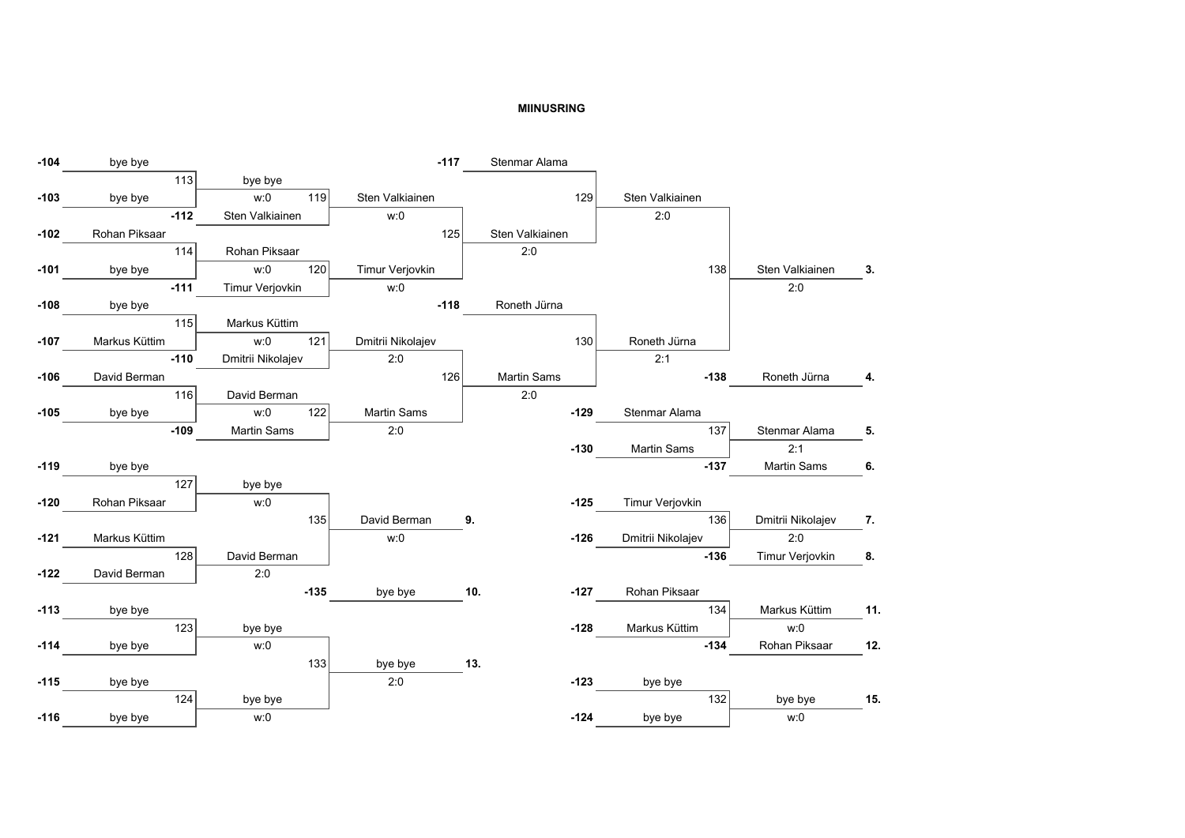**MIINUSRING**

-104 bye bye
113 bye bye
-103 bye bye
w:0
119 Sten Valkiainen
-112 Sten Valkiainen
w:0
-102 Rohan Piksaar
114 Rohan Piksaar
-101 bye bye
w:0
120 Timur Verjovkin
-111 Timur Verjovkin
w:0
-108 bye bye
115 Markus Küttim
-107 Markus Küttim
w:0
121 Dmitrii Nikolajev
-110 Dmitrii Nikolajev
2:0
-106 David Berman
116 David Berman
-105 bye bye
w:0
122 Martin Sams
-109 Martin Sams
2:0

-117 Stenmar Alama
125 Sten Valkiainen
2:0
129 Sten Valkiainen
2:0
-118 Roneth Jürna
126 Martin Sams
2:0
130 Roneth Jürna
2:1
138 Sten Valkiainen 3.
2:0
-138 Roneth Jürna 4.

-129 Stenmar Alama
137 Stenmar Alama 5.
-130 Martin Sams
2:1
-137 Martin Sams 6.

-119 bye bye
127 bye bye
-120 Rohan Piksaar
w:0
135 David Berman 9.
-121 Markus Küttim
w:0
128 David Berman
-122 David Berman
2:0
-135 bye bye 10.

-125 Timur Verjovkin
136 Dmitrii Nikolajev 7.
-126 Dmitrii Nikolajev
2:0
-136 Timur Verjovkin 8.

-127 Rohan Piksaar
134 Markus Küttim 11.
-128 Markus Küttim
w:0
-134 Rohan Piksaar 12.

-113 bye bye
123 bye bye
-114 bye bye
w:0
133 bye bye 13.
-115 bye bye
2:0
124 bye bye
-116 bye bye
w:0

-123 bye bye
132 bye bye 15.
-124 bye bye
w:0